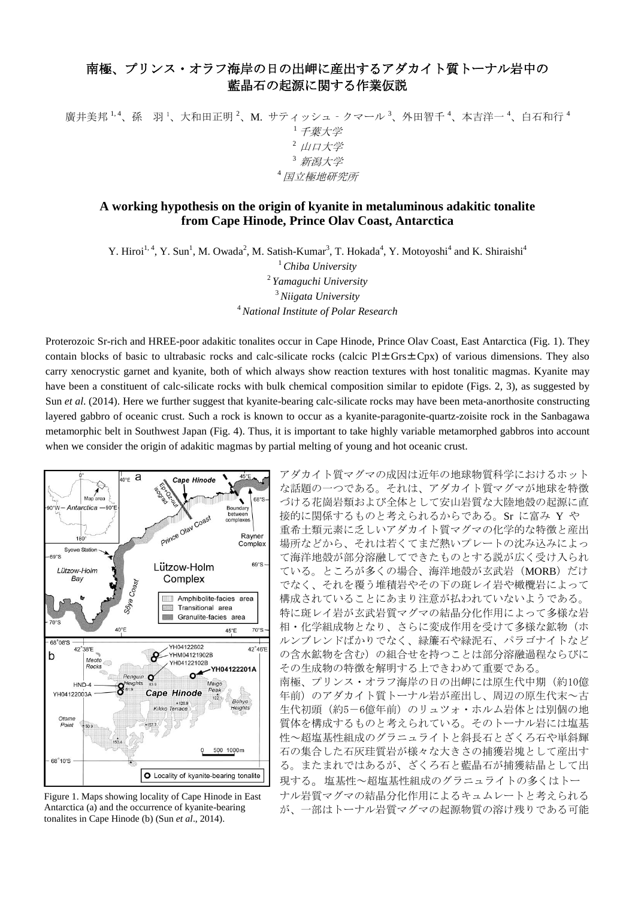# 南極、プリンス・オラフ海岸の日の出岬に産出するアダカイト質トーナル岩中の藍晶石の起源に関する作業仮説

廣井美邦[1,4]、孫　羽[1]、大和田正明[2]、M. サティッシュ－クマール[3]、外田智千[4]、本吉洋一[4]、白石和行[4]

[1] *千葉大学*
[2] *山口大学*
[3] *新潟大学*
[4] *国立極地研究所*

## A working hypothesis on the origin of kyanite in metaluminous adakitic tonalite from Cape Hinode, Prince Olav Coast, Antarctica

Y. Hiroi[1, 4], Y. Sun[1], M. Owada[2], M. Satish-Kumar[3], T. Hokada[4], Y. Motoyoshi[4] and K. Shiraishi[4]

[1] *Chiba University*
[2] *Yamaguchi University*
[3] *Niigata University*
[4] *National Institute of Polar Research*

Proterozoic Sr-rich and HREE-poor adakitic tonalites occur in Cape Hinode, Prince Olav Coast, East Antarctica (Fig. 1). They contain blocks of basic to ultrabasic rocks and calc-silicate rocks (calcic Pl±Grs±Cpx) of various dimensions. They also carry xenocrystic garnet and kyanite, both of which always show reaction textures with host tonalitic magmas. Kyanite may have been a constituent of calc-silicate rocks with bulk chemical composition similar to epidote (Figs. 2, 3), as suggested by Sun *et al.* (2014). Here we further suggest that kyanite-bearing calc-silicate rocks may have been meta-anorthosite constructing layered gabbro of oceanic crust. Such a rock is known to occur as a kyanite-paragonite-quartz-zoisite rock in the Sanbagawa metamorphic belt in Southwest Japan (Fig. 4). Thus, it is important to take highly variable metamorphed gabbros into account when we consider the origin of adakitic magmas by partial melting of young and hot oceanic crust.

Figure 1. Maps showing locality of Cape Hinode in East Antarctica (a) and the occurrence of kyanite-bearing tonalites in Cape Hinode (b) (Sun *et al*., 2014).

アダカイト質マグマの成因は近年の地球物質科学におけるホットな話題の一つである。それは、アダカイト質マグマが地球を特徴づける花崗岩類および全体として安山岩質な大陸地殻の起源に直接的に関係するものと考えられるからである。Sr に富み Y や重希土類元素に乏しいアダカイト質マグマの化学的な特徴と産出場所などから、それは若くてまだ熱いプレートの沈み込みによって海洋地殻が部分溶融してできたものとする説が広く受け入れられている。ところが多くの場合、海洋地殻が玄武岩（MORB）だけでなく、それを覆う堆積岩やその下の斑レイ岩や橄欖岩によって構成されていることにあまり注意が払われていないようである。特に斑レイ岩が玄武岩質マグマの結晶分化作用によって多様な岩相・化学組成物となり、さらに変成作用を受けて多様な鉱物（ホルンブレンドばかりでなく、緑簾石や緑泥石、パラゴナイトなどの含水鉱物を含む）の組合せを持つことは部分溶融過程ならびにその生成物の特徴を解明する上できわめて重要である。

南極、プリンス・オラフ海岸の日の出岬には原生代中期（約10億年前）のアダカイト質トーナル岩が産出し、周辺の原生代末～古生代初頭（約5－6億年前）のリュツォ・ホルム岩体とは別個の地質体を構成するものと考えられている。そのトーナル岩には塩基性～超塩基性組成のグラニュライトと斜長石とざくろ石や単斜輝石の集合した石灰珪質岩が様々な大きさの捕獲岩塊として産出する。またまれではあるが、ざくろ石と藍晶石が捕獲結晶として出現する。塩基性～超塩基性組成のグラニュライトの多くはトーナル岩質マグマの結晶分化作用によるキュムレートと考えられるが、一部はトーナル岩質マグマの起源物質の溶け残りである可能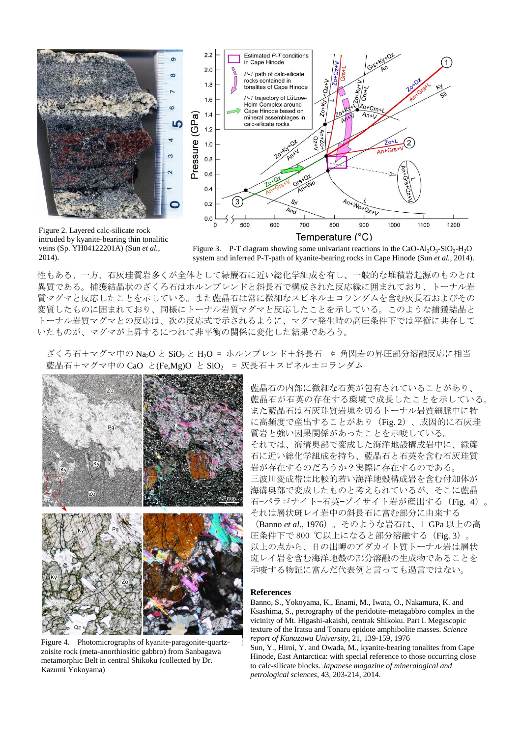Figure 2. Layered calc-silicate rock intruded by kyanite-bearing thin tonalitic veins (Sp. YH04122201A) (Sun *et al.*, 2014).

Figure 3. P-T diagram showing some univariant reactions in the CaO-$Al_2O_3$-$SiO_2$-$H_2O$ system and inferred P-T-path of kyanite-bearing rocks in Cape Hinode (Sun *et al.*, 2014).

性もある。一方、石灰珪質岩多くが全体として緑簾石に近い総化学組成を有し、一般的な堆積岩起源のものとは異質である。捕獲結晶状のざくろ石はホルンブレンドと斜長石で構成された反応縁に囲まれており、トーナル岩質マグマと反応したことを示している。また藍晶石は常に微細なスピネル±コランダムを含む灰長石およびその変質したものに囲まれており、同様にトーナル岩質マグマと反応したことを示している。このような捕獲結晶とトーナル岩質マグマとの反応は、次の反応式で示されるように、マグマ発生時の高圧条件下では平衡に共存していたものが、マグマが上昇するにつれて非平衡の関係に変化した結果であろう。

ざくろ石＋マグマ中の $Na_2O$ と $SiO_2$ と $H_2O$ ＝ ホルンブレンド＋斜長石　⇐ 角閃岩の昇圧部分溶融反応に相当
藍晶石＋マグマ中の CaO と(Fe,Mg)O と $SiO_2$ ＝ 灰長石＋スピネル±コランダム

藍晶石の内部に微細な石英が包有されていることがあり、藍晶石が石英の存在する環境で成長したことを示している。また藍晶石は石灰珪質岩塊を切るトーナル岩質細脈中に特に高頻度で産出することがあり（Fig. 2）、成因的に石灰珪質岩と強い因果関係があったことを示唆している。
それでは、海溝奥部で変成した海洋地殻構成岩中に、緑簾石に近い総化学組成を持ち、藍晶石と石英を含む石灰珪質岩が存在するのだろうか？実際に存在するのである。
三波川変成帯は比較的若い海洋地殻構成岩を含む付加体が海溝奥部で変成したものと考えられているが、そこに藍晶石−パラゴナイト−石英−ゾイサイト岩が産出する（Fig. 4）。それは層状斑レイ岩中の斜長石に富む部分に由来する（Banno *et al*., 1976）。そのような岩石は、1 GPa 以上の高圧条件下で 800 ℃以上になると部分溶融する（Fig. 3）。
以上の点から、日の出岬のアダカイト質トーナル岩は層状斑レイ岩を含む海洋地殻の部分溶融の生成物であることを示唆する物証に富んだ代表例と言っても過言ではない。

Figure 4. Photomicrographs of kyanite-paragonite-quartz-zoisite rock (meta-anorthiositic gabbro) from Sanbagawa metamorphic Belt in central Shikoku (collected by Dr. Kazumi Yokoyama)

## References

Banno, S., Yokoyama, K., Enami, M., Iwata, O., Nakamura, K. and Ksashima, S., petrography of the peridotite-metagabbro complex in the vicinity of Mt. Higashi-akaishi, centrak Shikoku. Part I. Megascopic texture of the Iratsu and Tonaru epidote amphibolite masses. *Science report of Kanazawa University*, 21, 139-159, 1976

Sun, Y., Hiroi, Y. and Owada, M., kyanite-bearing tonalites from Cape Hinode, East Antarctica: with special reference to those occurring close to calc-silicate blocks. *Japanese magazine of mineralogical and petrological sciences*, 43, 203-214, 2014.